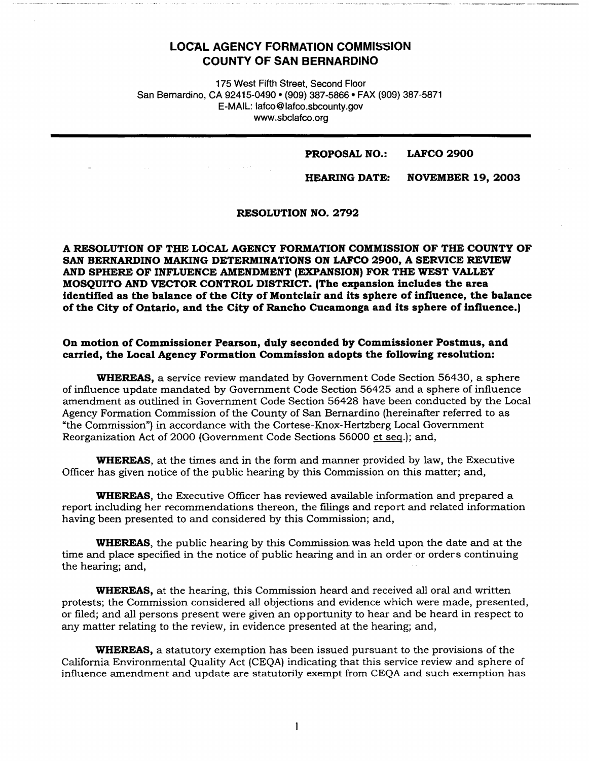# LOCAL AGENCY FORMATION COMMISSION
# COUNTY OF SAN BERNARDINO

175 West Fifth Street, Second Floor
San Bernardino, CA 92415-0490 • (909) 387-5866 • FAX (909) 387-5871
E-MAIL: lafco@lafco.sbcounty.gov
www.sbclafco.org

**PROPOSAL NO.: LAFCO 2900**

**HEARING DATE: NOVEMBER 19, 2003**

**RESOLUTION NO. 2792**

**A RESOLUTION OF THE LOCAL AGENCY FORMATION COMMISSION OF THE COUNTY OF SAN BERNARDINO MAKING DETERMINATIONS ON LAFCO 2900, A SERVICE REVIEW AND SPHERE OF INFLUENCE AMENDMENT (EXPANSION) FOR THE WEST VALLEY MOSQUITO AND VECTOR CONTROL DISTRICT. (The expansion includes the area identified as the balance of the City of Montclair and its sphere of influence, the balance of the City of Ontario, and the City of Rancho Cucamonga and its sphere of influence.)**

**On motion of Commissioner Pearson, duly seconded by Commissioner Postmus, and carried, the Local Agency Formation Commission adopts the following resolution:**

**WHEREAS,** a service review mandated by Government Code Section 56430, a sphere of influence update mandated by Government Code Section 56425 and a sphere of influence amendment as outlined in Government Code Section 56428 have been conducted by the Local Agency Formation Commission of the County of San Bernardino (hereinafter referred to as "the Commission") in accordance with the Cortese-Knox-Hertzberg Local Government Reorganization Act of 2000 (Government Code Sections 56000 et seq.); and,

**WHEREAS,** at the times and in the form and manner provided by law, the Executive Officer has given notice of the public hearing by this Commission on this matter; and,

**WHEREAS,** the Executive Officer has reviewed available information and prepared a report including her recommendations thereon, the filings and report and related information having been presented to and considered by this Commission; and,

**WHEREAS,** the public hearing by this Commission was held upon the date and at the time and place specified in the notice of public hearing and in an order or orders continuing the hearing; and,

**WHEREAS,** at the hearing, this Commission heard and received all oral and written protests; the Commission considered all objections and evidence which were made, presented, or filed; and all persons present were given an opportunity to hear and be heard in respect to any matter relating to the review, in evidence presented at the hearing; and,

**WHEREAS,** a statutory exemption has been issued pursuant to the provisions of the California Environmental Quality Act (CEQA) indicating that this service review and sphere of influence amendment and update are statutorily exempt from CEQA and such exemption has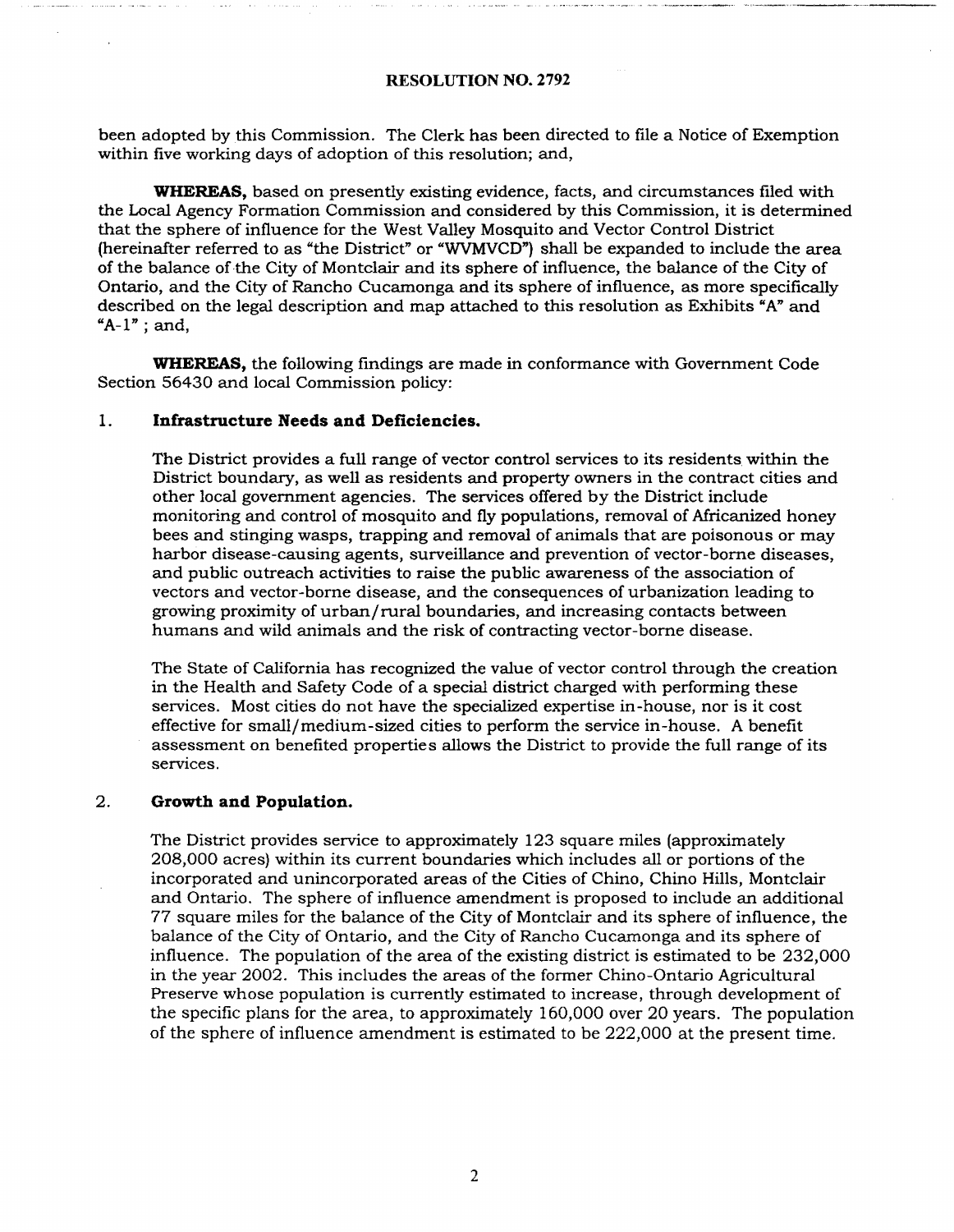been adopted by this Commission. The Clerk has been directed to file a Notice of Exemption within five working days of adoption of this resolution; and,

**WHEREAS,** based on presently existing evidence, facts, and circumstances filed with the Local Agency Formation Commission and considered by this Commission, it is determined that the sphere of influence for the West Valley Mosquito and Vector Control District (hereinafter referred to as "the District" or "WVMVCD") shall be expanded to include the area of the balance of the City of Montclair and its sphere of influence, the balance of the City of Ontario, and the City of Rancho Cucamonga and its sphere of influence, as more specifically described on the legal description and map attached to this resolution as Exhibits "A" and "A-1" ; and,

**WHEREAS,** the following findings are made in conformance with Government Code Section 56430 and local Commission policy:

1. **Infrastructure Needs and Deficiencies.**

   The District provides a full range of vector control services to its residents within the District boundary, as well as residents and property owners in the contract cities and other local government agencies. The services offered by the District include monitoring and control of mosquito and fly populations, removal of Africanized honey bees and stinging wasps, trapping and removal of animals that are poisonous or may harbor disease-causing agents, surveillance and prevention of vector-borne diseases, and public outreach activities to raise the public awareness of the association of vectors and vector-borne disease, and the consequences of urbanization leading to growing proximity of urban/rural boundaries, and increasing contacts between humans and wild animals and the risk of contracting vector-borne disease.

   The State of California has recognized the value of vector control through the creation in the Health and Safety Code of a special district charged with performing these services. Most cities do not have the specialized expertise in-house, nor is it cost effective for small/medium-sized cities to perform the service in-house. A benefit assessment on benefited properties allows the District to provide the full range of its services.

2. **Growth and Population.**

   The District provides service to approximately 123 square miles (approximately 208,000 acres) within its current boundaries which includes all or portions of the incorporated and unincorporated areas of the Cities of Chino, Chino Hills, Montclair and Ontario. The sphere of influence amendment is proposed to include an additional 77 square miles for the balance of the City of Montclair and its sphere of influence, the balance of the City of Ontario, and the City of Rancho Cucamonga and its sphere of influence. The population of the area of the existing district is estimated to be 232,000 in the year 2002. This includes the areas of the former Chino-Ontario Agricultural Preserve whose population is currently estimated to increase, through development of the specific plans for the area, to approximately 160,000 over 20 years. The population of the sphere of influence amendment is estimated to be 222,000 at the present time.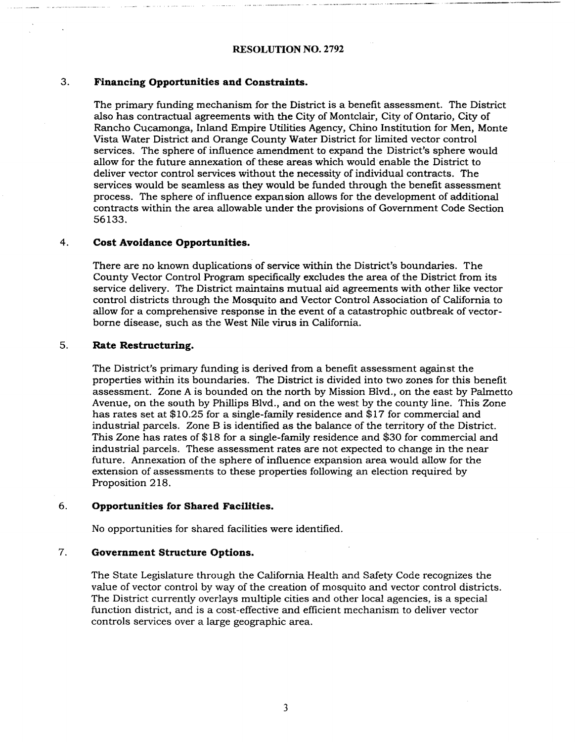**RESOLUTION NO. 2792**

3. **Financing Opportunities and Constraints.**

   The primary funding mechanism for the District is a benefit assessment. The District also has contractual agreements with the City of Montclair, City of Ontario, City of Rancho Cucamonga, Inland Empire Utilities Agency, Chino Institution for Men, Monte Vista Water District and Orange County Water District for limited vector control services. The sphere of influence amendment to expand the District's sphere would allow for the future annexation of these areas which would enable the District to deliver vector control services without the necessity of individual contracts. The services would be seamless as they would be funded through the benefit assessment process. The sphere of influence expansion allows for the development of additional contracts within the area allowable under the provisions of Government Code Section 56133.

4. **Cost Avoidance Opportunities.**

   There are no known duplications of service within the District's boundaries. The County Vector Control Program specifically excludes the area of the District from its service delivery. The District maintains mutual aid agreements with other like vector control districts through the Mosquito and Vector Control Association of California to allow for a comprehensive response in the event of a catastrophic outbreak of vector-borne disease, such as the West Nile virus in California.

5. **Rate Restructuring.**

   The District's primary funding is derived from a benefit assessment against the properties within its boundaries. The District is divided into two zones for this benefit assessment. Zone A is bounded on the north by Mission Blvd., on the east by Palmetto Avenue, on the south by Phillips Blvd., and on the west by the county line. This Zone has rates set at $10.25 for a single-family residence and $17 for commercial and industrial parcels. Zone B is identified as the balance of the territory of the District. This Zone has rates of $18 for a single-family residence and $30 for commercial and industrial parcels. These assessment rates are not expected to change in the near future. Annexation of the sphere of influence expansion area would allow for the extension of assessments to these properties following an election required by Proposition 218.

6. **Opportunities for Shared Facilities.**

   No opportunities for shared facilities were identified.

7. **Government Structure Options.**

   The State Legislature through the California Health and Safety Code recognizes the value of vector control by way of the creation of mosquito and vector control districts. The District currently overlays multiple cities and other local agencies, is a special function district, and is a cost-effective and efficient mechanism to deliver vector controls services over a large geographic area.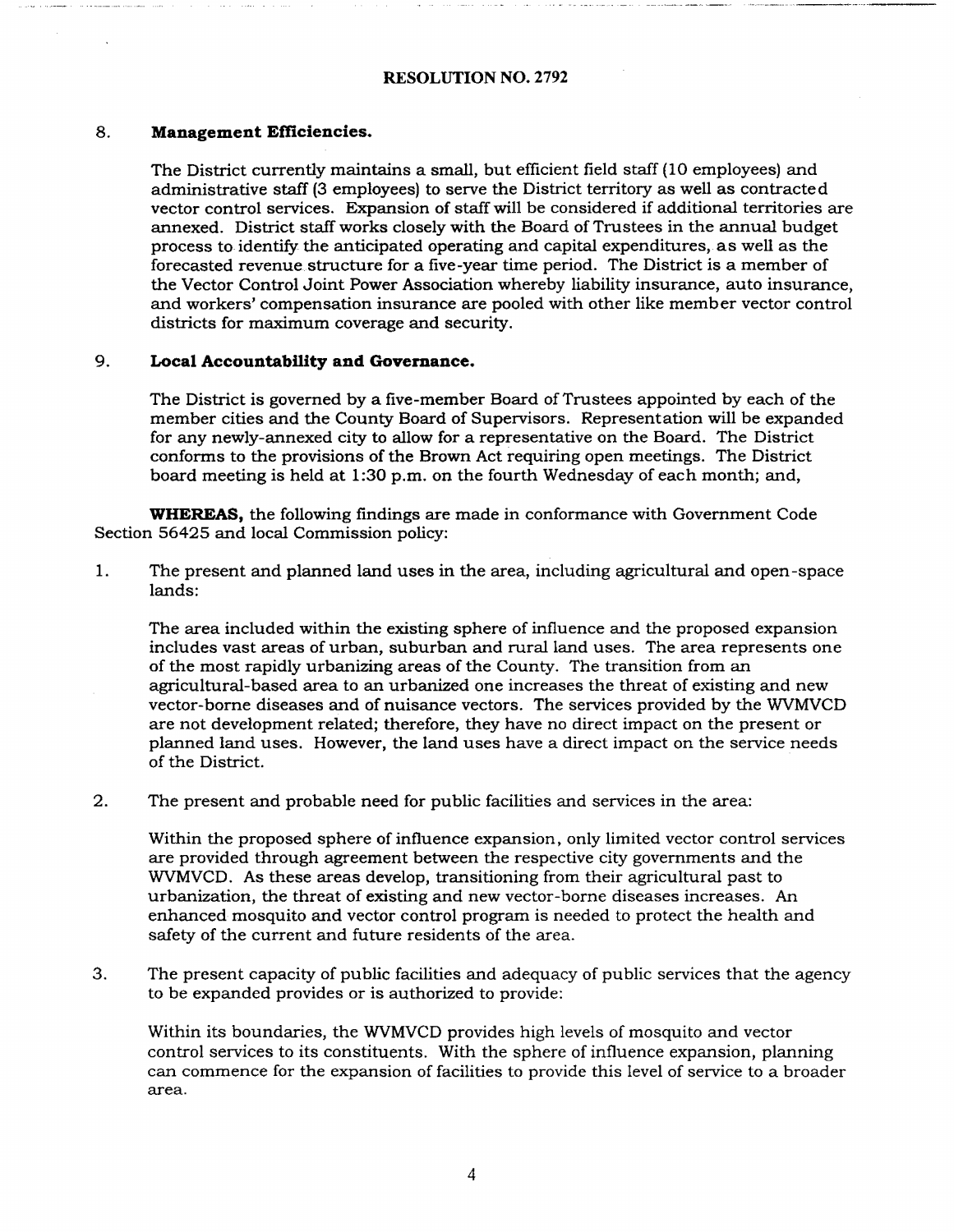**RESOLUTION NO. 2792**

8. **Management Efficiencies.**

   The District currently maintains a small, but efficient field staff (10 employees) and administrative staff (3 employees) to serve the District territory as well as contracted vector control services. Expansion of staff will be considered if additional territories are annexed. District staff works closely with the Board of Trustees in the annual budget process to identify the anticipated operating and capital expenditures, as well as the forecasted revenue structure for a five-year time period. The District is a member of the Vector Control Joint Power Association whereby liability insurance, auto insurance, and workers' compensation insurance are pooled with other like member vector control districts for maximum coverage and security.

9. **Local Accountability and Governance.**

   The District is governed by a five-member Board of Trustees appointed by each of the member cities and the County Board of Supervisors. Representation will be expanded for any newly-annexed city to allow for a representative on the Board. The District conforms to the provisions of the Brown Act requiring open meetings. The District board meeting is held at 1:30 p.m. on the fourth Wednesday of each month; and,

**WHEREAS,** the following findings are made in conformance with Government Code Section 56425 and local Commission policy:

1. The present and planned land uses in the area, including agricultural and open-space lands:

   The area included within the existing sphere of influence and the proposed expansion includes vast areas of urban, suburban and rural land uses. The area represents one of the most rapidly urbanizing areas of the County. The transition from an agricultural-based area to an urbanized one increases the threat of existing and new vector-borne diseases and of nuisance vectors. The services provided by the WVMVCD are not development related; therefore, they have no direct impact on the present or planned land uses. However, the land uses have a direct impact on the service needs of the District.

2. The present and probable need for public facilities and services in the area:

   Within the proposed sphere of influence expansion, only limited vector control services are provided through agreement between the respective city governments and the WVMVCD. As these areas develop, transitioning from their agricultural past to urbanization, the threat of existing and new vector-borne diseases increases. An enhanced mosquito and vector control program is needed to protect the health and safety of the current and future residents of the area.

3. The present capacity of public facilities and adequacy of public services that the agency to be expanded provides or is authorized to provide:

   Within its boundaries, the WVMVCD provides high levels of mosquito and vector control services to its constituents. With the sphere of influence expansion, planning can commence for the expansion of facilities to provide this level of service to a broader area.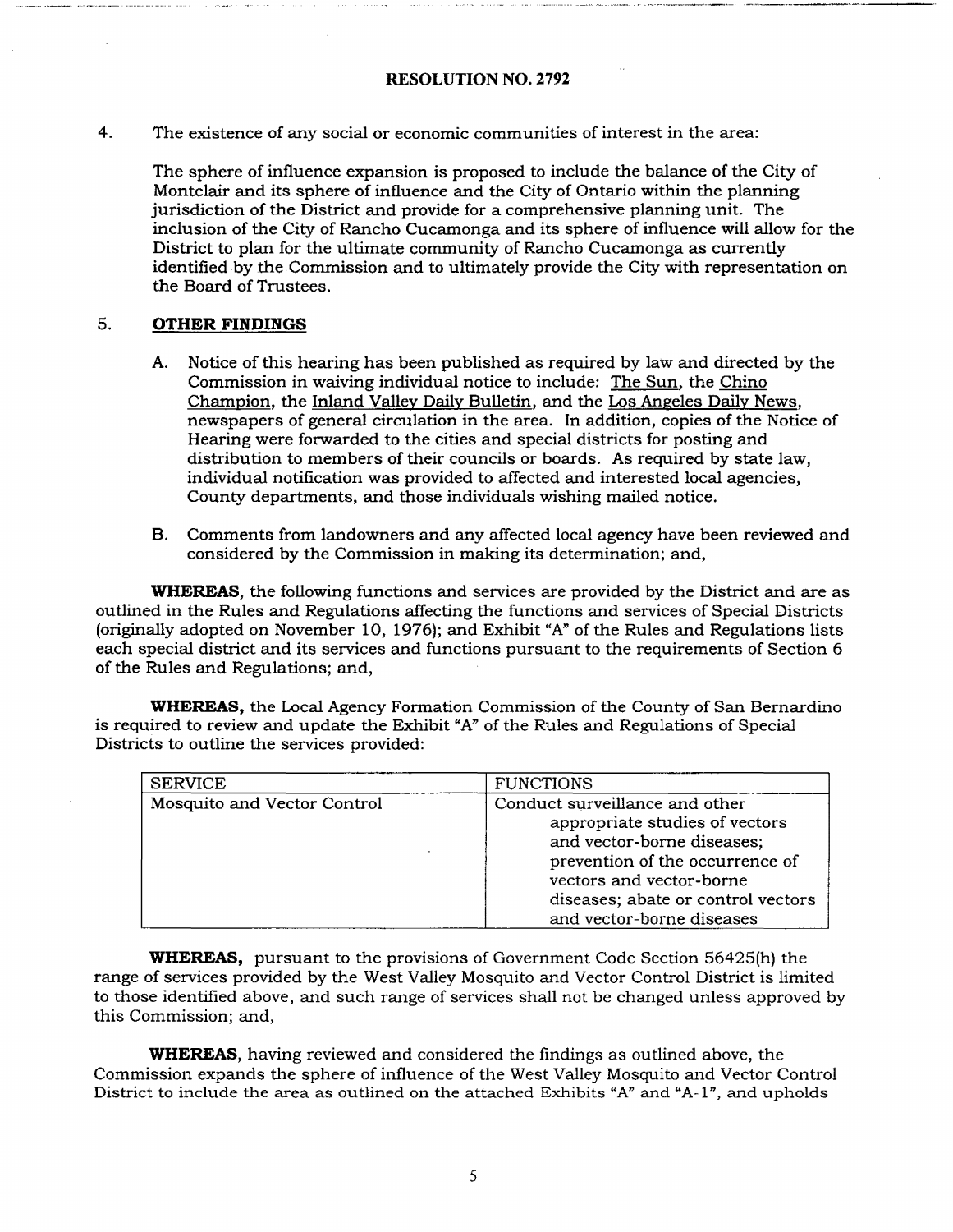**RESOLUTION NO. 2792**

4. The existence of any social or economic communities of interest in the area:

   The sphere of influence expansion is proposed to include the balance of the City of Montclair and its sphere of influence and the City of Ontario within the planning jurisdiction of the District and provide for a comprehensive planning unit. The inclusion of the City of Rancho Cucamonga and its sphere of influence will allow for the District to plan for the ultimate community of Rancho Cucamonga as currently identified by the Commission and to ultimately provide the City with representation on the Board of Trustees.

5. **OTHER FINDINGS**

   A. Notice of this hearing has been published as required by law and directed by the Commission in waiving individual notice to include: The Sun, the Chino Champion, the Inland Valley Daily Bulletin, and the Los Angeles Daily News, newspapers of general circulation in the area. In addition, copies of the Notice of Hearing were forwarded to the cities and special districts for posting and distribution to members of their councils or boards. As required by state law, individual notification was provided to affected and interested local agencies, County departments, and those individuals wishing mailed notice.

   B. Comments from landowners and any affected local agency have been reviewed and considered by the Commission in making its determination; and,

**WHEREAS**, the following functions and services are provided by the District and are as outlined in the Rules and Regulations affecting the functions and services of Special Districts (originally adopted on November 10, 1976); and Exhibit "A" of the Rules and Regulations lists each special district and its services and functions pursuant to the requirements of Section 6 of the Rules and Regulations; and,

**WHEREAS,** the Local Agency Formation Commission of the County of San Bernardino is required to review and update the Exhibit "A" of the Rules and Regulations of Special Districts to outline the services provided:

| SERVICE | FUNCTIONS |
| --- | --- |
| Mosquito and Vector Control | Conduct surveillance and other appropriate studies of vectors and vector-borne diseases; prevention of the occurrence of vectors and vector-borne diseases; abate or control vectors and vector-borne diseases |

**WHEREAS,** pursuant to the provisions of Government Code Section 56425(h) the range of services provided by the West Valley Mosquito and Vector Control District is limited to those identified above, and such range of services shall not be changed unless approved by this Commission; and,

**WHEREAS**, having reviewed and considered the findings as outlined above, the Commission expands the sphere of influence of the West Valley Mosquito and Vector Control District to include the area as outlined on the attached Exhibits "A" and "A-1", and upholds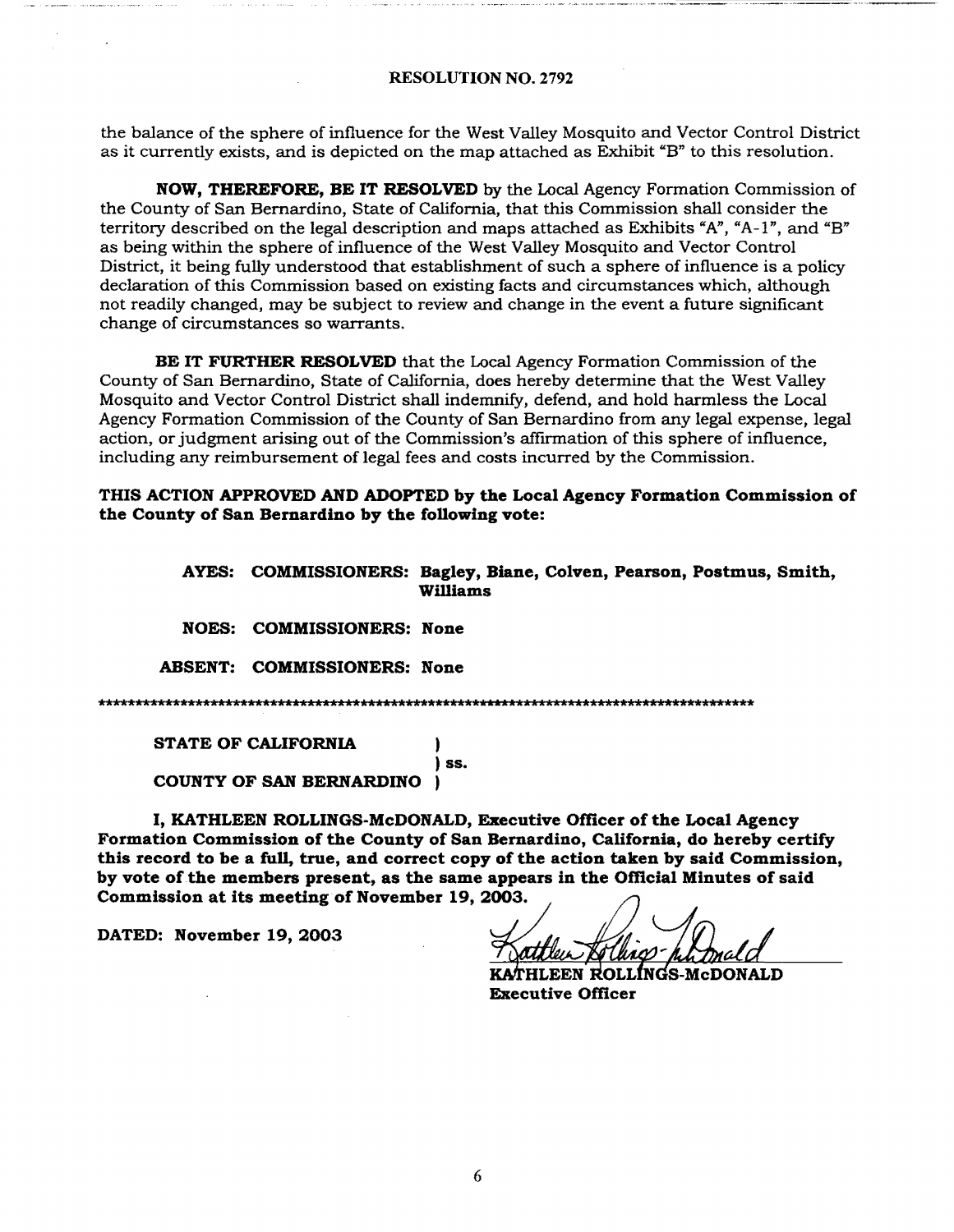**RESOLUTION NO. 2792**

the balance of the sphere of influence for the West Valley Mosquito and Vector Control District as it currently exists, and is depicted on the map attached as Exhibit "B" to this resolution.

**NOW, THEREFORE, BE IT RESOLVED** by the Local Agency Formation Commission of the County of San Bernardino, State of California, that this Commission shall consider the territory described on the legal description and maps attached as Exhibits "A", "A-1", and "B" as being within the sphere of influence of the West Valley Mosquito and Vector Control District, it being fully understood that establishment of such a sphere of influence is a policy declaration of this Commission based on existing facts and circumstances which, although not readily changed, may be subject to review and change in the event a future significant change of circumstances so warrants.

**BE IT FURTHER RESOLVED** that the Local Agency Formation Commission of the County of San Bernardino, State of California, does hereby determine that the West Valley Mosquito and Vector Control District shall indemnify, defend, and hold harmless the Local Agency Formation Commission of the County of San Bernardino from any legal expense, legal action, or judgment arising out of the Commission's affirmation of this sphere of influence, including any reimbursement of legal fees and costs incurred by the Commission.

**THIS ACTION APPROVED AND ADOPTED by the Local Agency Formation Commission of the County of San Bernardino by the following vote:**

**AYES: COMMISSIONERS: Bagley, Biane, Colven, Pearson, Postmus, Smith, Williams**

**NOES: COMMISSIONERS: None**

**ABSENT: COMMISSIONERS: None**

*******************************************************************************************

**STATE OF CALIFORNIA )**
**) ss.**
**COUNTY OF SAN BERNARDINO )**

**I, KATHLEEN ROLLINGS-McDONALD, Executive Officer of the Local Agency Formation Commission of the County of San Bernardino, California, do hereby certify this record to be a full, true, and correct copy of the action taken by said Commission, by vote of the members present, as the same appears in the Official Minutes of said Commission at its meeting of November 19, 2003.**

**DATED: November 19, 2003**

**KATHLEEN ROLLINGS-McDONALD**
**Executive Officer**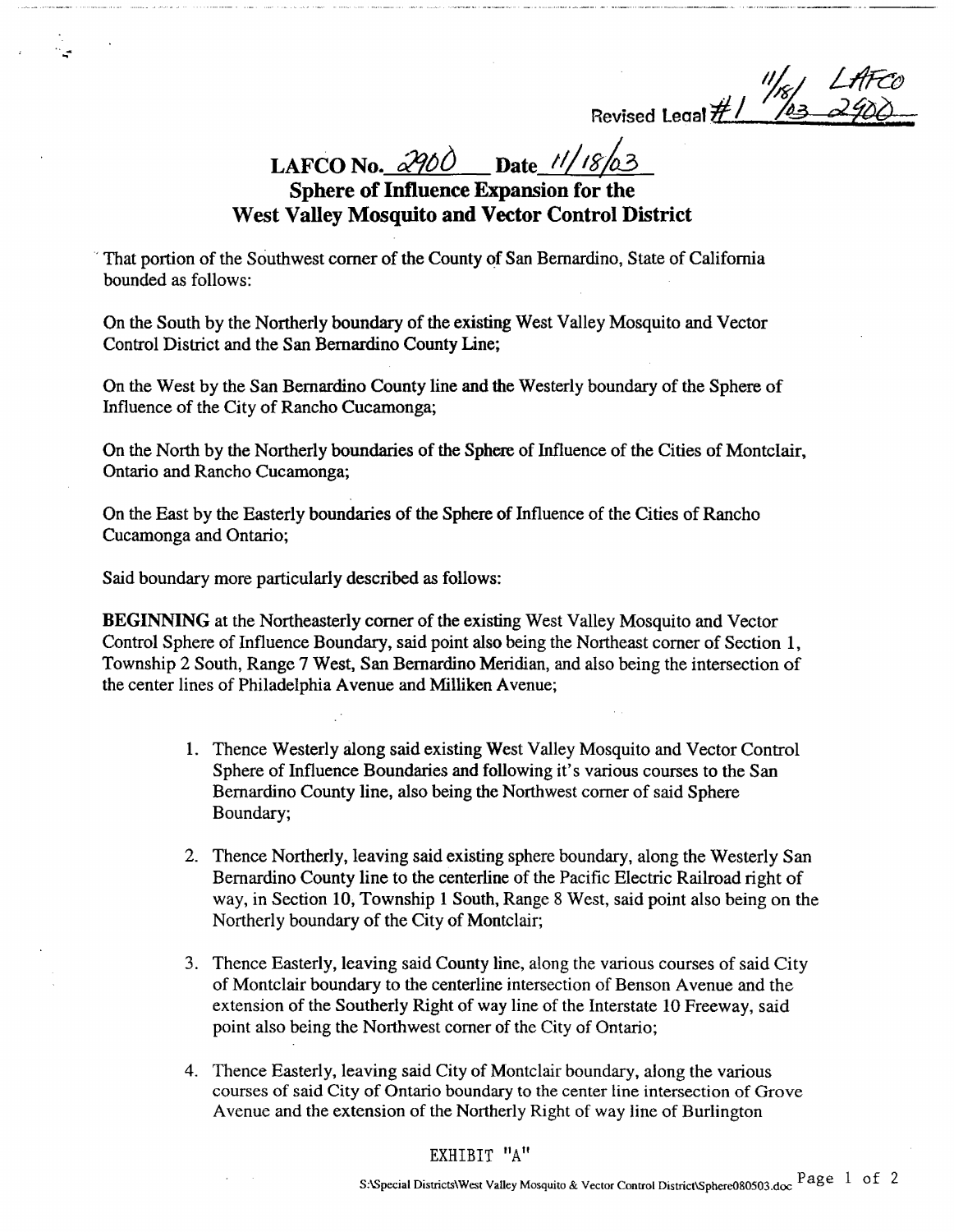Revised Legal #1 11/18/03 LAFCO 2900

**LAFCO No. 2900 Date 11/18/03**

**Sphere of Influence Expansion for the West Valley Mosquito and Vector Control District**

That portion of the Southwest corner of the County of San Bernardino, State of California bounded as follows:

On the South by the Northerly boundary of the existing West Valley Mosquito and Vector Control District and the San Bernardino County Line;

On the West by the San Bernardino County line and the Westerly boundary of the Sphere of Influence of the City of Rancho Cucamonga;

On the North by the Northerly boundaries of the Sphere of Influence of the Cities of Montclair, Ontario and Rancho Cucamonga;

On the East by the Easterly boundaries of the Sphere of Influence of the Cities of Rancho Cucamonga and Ontario;

Said boundary more particularly described as follows:

**BEGINNING** at the Northeasterly corner of the existing West Valley Mosquito and Vector Control Sphere of Influence Boundary, said point also being the Northeast corner of Section 1, Township 2 South, Range 7 West, San Bernardino Meridian, and also being the intersection of the center lines of Philadelphia Avenue and Milliken Avenue;

1. Thence Westerly along said existing West Valley Mosquito and Vector Control Sphere of Influence Boundaries and following it's various courses to the San Bernardino County line, also being the Northwest corner of said Sphere Boundary;
2. Thence Northerly, leaving said existing sphere boundary, along the Westerly San Bernardino County line to the centerline of the Pacific Electric Railroad right of way, in Section 10, Township 1 South, Range 8 West, said point also being on the Northerly boundary of the City of Montclair;
3. Thence Easterly, leaving said County line, along the various courses of said City of Montclair boundary to the centerline intersection of Benson Avenue and the extension of the Southerly Right of way line of the Interstate 10 Freeway, said point also being the Northwest corner of the City of Ontario;
4. Thence Easterly, leaving said City of Montclair boundary, along the various courses of said City of Ontario boundary to the center line intersection of Grove Avenue and the extension of the Northerly Right of way line of Burlington

EXHIBIT "A"

S:\Special Districts\West Valley Mosquito & Vector Control District\Sphere080503.doc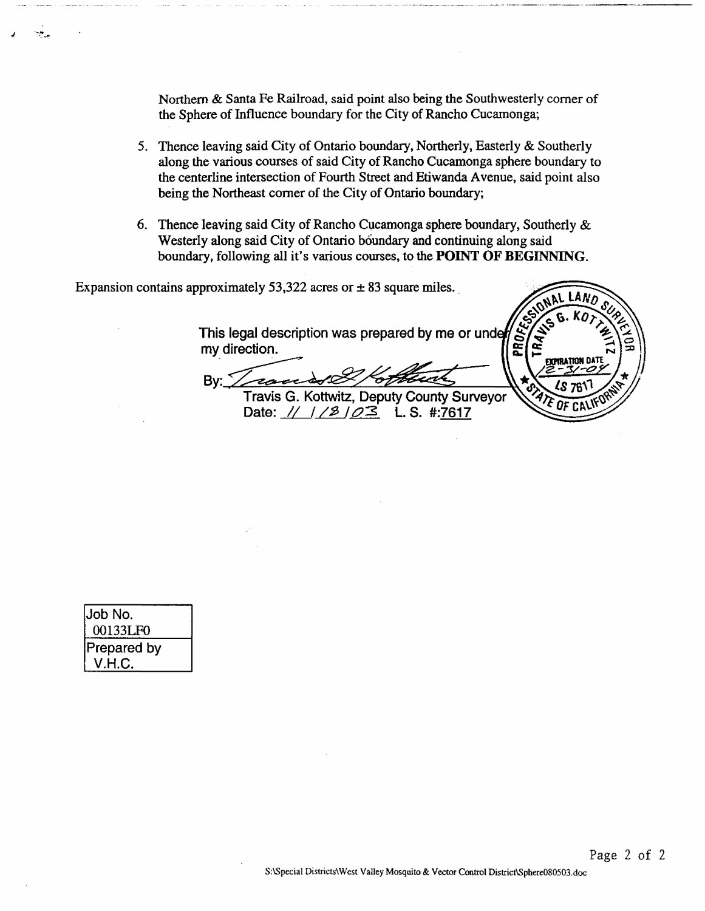Northern & Santa Fe Railroad, said point also being the Southwesterly corner of the Sphere of Influence boundary for the City of Rancho Cucamonga;

5. Thence leaving said City of Ontario boundary, Northerly, Easterly & Southerly along the various courses of said City of Rancho Cucamonga sphere boundary to the centerline intersection of Fourth Street and Etiwanda Avenue, said point also being the Northeast corner of the City of Ontario boundary;

6. Thence leaving said City of Rancho Cucamonga sphere boundary, Southerly & Westerly along said City of Ontario boundary and continuing along said boundary, following all it's various courses, to the **POINT OF BEGINNING**.

Expansion contains approximately 53,322 acres or ± 83 square miles.

This legal description was prepared by me or under my direction.

By: *(signature)*

Travis G. Kottwitz, Deputy County Surveyor
Date: 11/18/03 L. S. #:7617

PROFESSIONAL LAND SURVEYOR
TRAVIS G. KOTTWITZ
EXPIRATION DATE 12-31-04
LS 7617
STATE OF CALIFORNIA

| Job No. |
| --- |
| 00133LF0 |
| Prepared by |
| V.H.C. |

S:\Special Districts\West Valley Mosquito & Vector Control District\Sphere080503.doc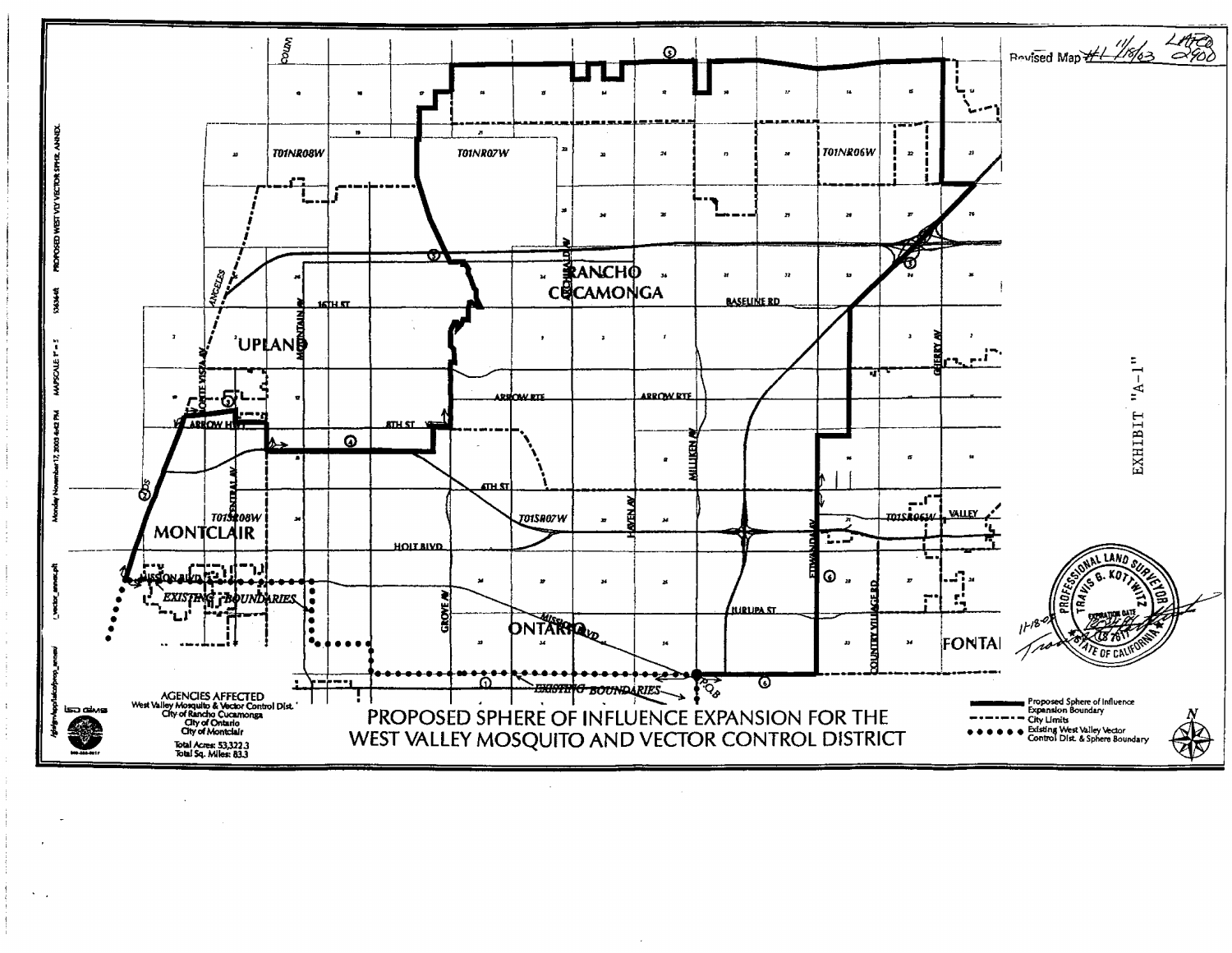Revised Map #1 11/18/03 LAFCO 2900

EXHIBIT "A-1"

# PROPOSED SPHERE OF INFLUENCE EXPANSION FOR THE WEST VALLEY MOSQUITO AND VECTOR CONTROL DISTRICT

AGENCIES AFFECTED
West Valley Mosquito & Vector Control Dist.
City of Rancho Cucamonga
City of Ontario
City of Montclair

Total Acres: 53,322.3
Total Sq. Miles: 83.3

Proposed Sphere of Influence Expansion Boundary
City Limits
Existing West Valley Vector Control Dist. & Sphere Boundary

UPLAND
RANCHO CUCAMONGA
MONTCLAIR
ONTARIO
FONTANA

EXISTING BOUNDARIES

P.O.B.

T01NR08W
T01NR07W
T01NR06W
T01SR08W
T01SR07W
T01SR06W

16TH ST
BASELINE RD
ARROW RTE
ARROW HWY
8TH ST
4TH ST
HOLT BLVD
MISSION BLVD
JURUPA ST
VALLEY
MONTE VISTA AV
CENTRAL AV
MOUNTAIN AV
GROVE AV
ARCHIBALD AV
HAVEN AV
MILLIKEN AV
ETIWANDA AV
COUNTRY VILLAGE RD
CHERRY AV
ANGELES

PROFESSIONAL LAND SURVEYOR
TRAVIS G. KOTTWITZ
STATE OF CALIFORNIA

11-18-03